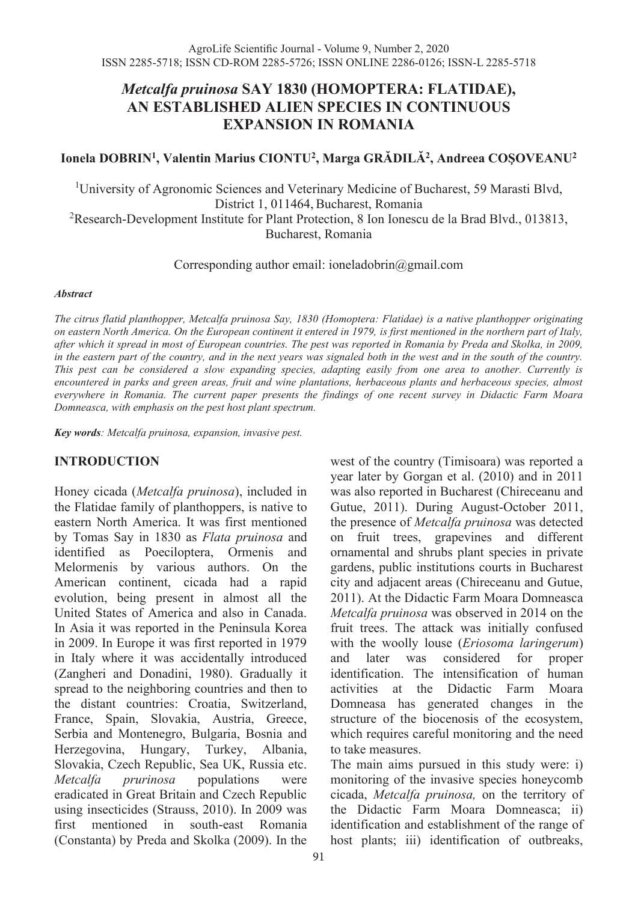# *Metcalfa pruinosa* SAY 1830 (HOMOPTERA: FLATIDAE), AN ESTABLISHED ALIEN SPECIES IN CONTINUOUS EXPANSION IN ROMANIA

**Ionela DOBRIN[1], Valentin Marius CIONTU[2], Marga GRĂDILĂ[2], Andreea COȘOVEANU[2]**

[1]University of Agronomic Sciences and Veterinary Medicine of Bucharest, 59 Marasti Blvd, District 1, 011464, Bucharest, Romania

[2]Research-Development Institute for Plant Protection, 8 Ion Ionescu de la Brad Blvd., 013813, Bucharest, Romania

Corresponding author email: ioneladobrin@gmail.com

***Abstract***

*The citrus flatid planthopper, Metcalfa pruinosa Say, 1830 (Homoptera: Flatidae) is a native planthopper originating on eastern North America. On the European continent it entered in 1979, is first mentioned in the northern part of Italy, after which it spread in most of European countries. The pest was reported in Romania by Preda and Skolka, in 2009, in the eastern part of the country, and in the next years was signaled both in the west and in the south of the country. This pest can be considered a slow expanding species, adapting easily from one area to another. Currently is encountered in parks and green areas, fruit and wine plantations, herbaceous plants and herbaceous species, almost everywhere in Romania. The current paper presents the findings of one recent survey in Didactic Farm Moara Domneasca, with emphasis on the pest host plant spectrum.*

***Key words****: Metcalfa pruinosa, expansion, invasive pest.*

## INTRODUCTION

Honey cicada (*Metcalfa pruinosa*), included in the Flatidae family of planthoppers, is native to eastern North America. It was first mentioned by Tomas Say in 1830 as *Flata pruinosa* and identified as Poeciloptera, Ormenis and Melormenis by various authors. On the American continent, cicada had a rapid evolution, being present in almost all the United States of America and also in Canada. In Asia it was reported in the Peninsula Korea in 2009. In Europe it was first reported in 1979 in Italy where it was accidentally introduced (Zangheri and Donadini, 1980). Gradually it spread to the neighboring countries and then to the distant countries: Croatia, Switzerland, France, Spain, Slovakia, Austria, Greece, Serbia and Montenegro, Bulgaria, Bosnia and Herzegovina, Hungary, Turkey, Albania, Slovakia, Czech Republic, Sea UK, Russia etc. *Metcalfa prurinosa* populations were eradicated in Great Britain and Czech Republic using insecticides (Strauss, 2010). In 2009 was first mentioned in south-east Romania (Constanta) by Preda and Skolka (2009). In the west of the country (Timisoara) was reported a year later by Gorgan et al. (2010) and in 2011 was also reported in Bucharest (Chireceanu and Gutue, 2011). During August-October 2011, the presence of *Metcalfa pruinosa* was detected on fruit trees, grapevines and different ornamental and shrubs plant species in private gardens, public institutions courts in Bucharest city and adjacent areas (Chireceanu and Gutue, 2011). At the Didactic Farm Moara Domneasca *Metcalfa pruinosa* was observed in 2014 on the fruit trees. The attack was initially confused with the woolly louse (*Eriosoma laringerum*) and later was considered for proper identification. The intensification of human activities at the Didactic Farm Moara Domneasa has generated changes in the structure of the biocenosis of the ecosystem, which requires careful monitoring and the need to take measures.

The main aims pursued in this study were: i) monitoring of the invasive species honeycomb cicada, *Metcalfa pruinosa,* on the territory of the Didactic Farm Moara Domneasca; ii) identification and establishment of the range of host plants; iii) identification of outbreaks,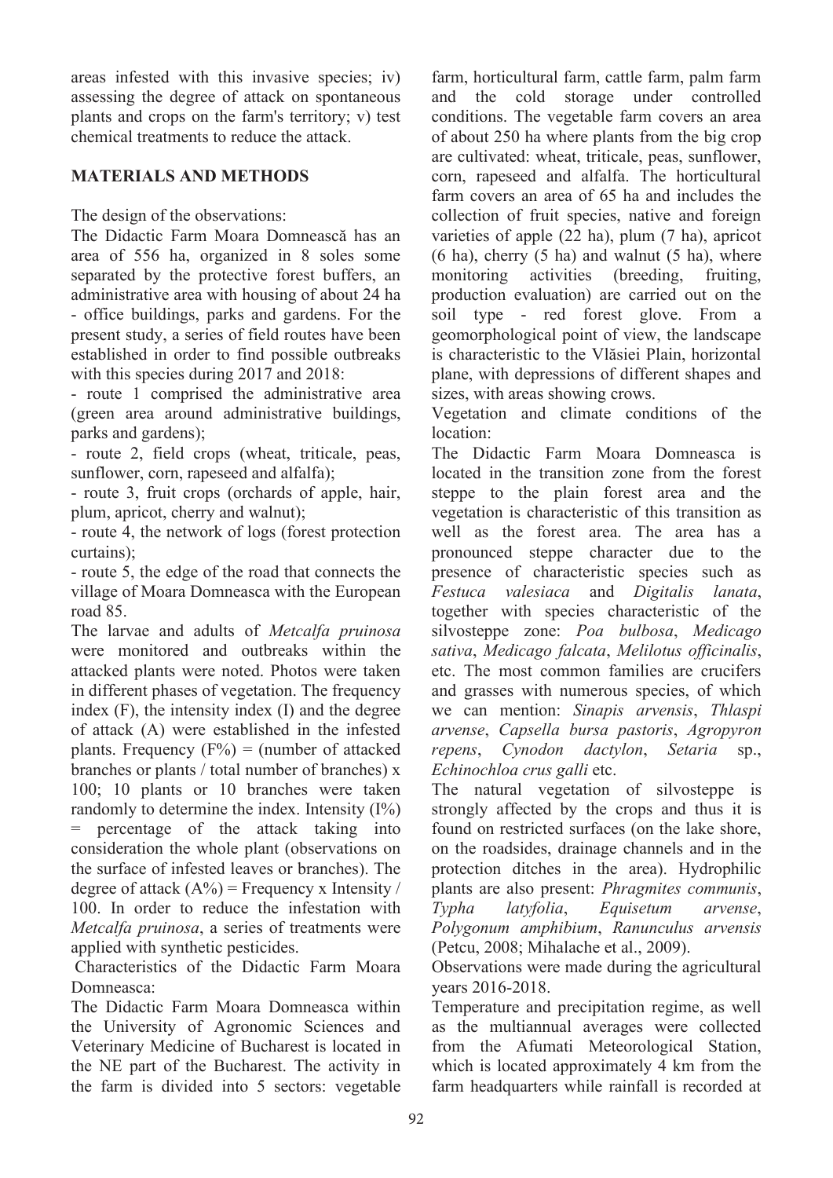areas infested with this invasive species; iv) assessing the degree of attack on spontaneous plants and crops on the farm's territory; v) test chemical treatments to reduce the attack.

## MATERIALS AND METHODS

The design of the observations:

The Didactic Farm Moara Domnească has an area of 556 ha, organized in 8 soles some separated by the protective forest buffers, an administrative area with housing of about 24 ha - office buildings, parks and gardens. For the present study, a series of field routes have been established in order to find possible outbreaks with this species during 2017 and 2018:

- route 1 comprised the administrative area (green area around administrative buildings, parks and gardens);
- route 2, field crops (wheat, triticale, peas, sunflower, corn, rapeseed and alfalfa);
- route 3, fruit crops (orchards of apple, hair, plum, apricot, cherry and walnut);
- route 4, the network of logs (forest protection curtains);
- route 5, the edge of the road that connects the village of Moara Domneasca with the European road 85.

The larvae and adults of *Metcalfa pruinosa* were monitored and outbreaks within the attacked plants were noted. Photos were taken in different phases of vegetation. The frequency index (F), the intensity index (I) and the degree of attack (A) were established in the infested plants. Frequency (F%) = (number of attacked branches or plants / total number of branches) x 100; 10 plants or 10 branches were taken randomly to determine the index. Intensity (I%) = percentage of the attack taking into consideration the whole plant (observations on the surface of infested leaves or branches). The degree of attack (A%) = Frequency x Intensity / 100. In order to reduce the infestation with *Metcalfa pruinosa*, a series of treatments were applied with synthetic pesticides.

Characteristics of the Didactic Farm Moara Domneasca:

The Didactic Farm Moara Domneasca within the University of Agronomic Sciences and Veterinary Medicine of Bucharest is located in the NE part of the Bucharest. The activity in the farm is divided into 5 sectors: vegetable farm, horticultural farm, cattle farm, palm farm and the cold storage under controlled conditions. The vegetable farm covers an area of about 250 ha where plants from the big crop are cultivated: wheat, triticale, peas, sunflower, corn, rapeseed and alfalfa. The horticultural farm covers an area of 65 ha and includes the collection of fruit species, native and foreign varieties of apple (22 ha), plum (7 ha), apricot (6 ha), cherry (5 ha) and walnut (5 ha), where monitoring activities (breeding, fruiting, production evaluation) are carried out on the soil type - red forest glove. From a geomorphological point of view, the landscape is characteristic to the Vlăsiei Plain, horizontal plane, with depressions of different shapes and sizes, with areas showing crows.

Vegetation and climate conditions of the location:

The Didactic Farm Moara Domneasca is located in the transition zone from the forest steppe to the plain forest area and the vegetation is characteristic of this transition as well as the forest area. The area has a pronounced steppe character due to the presence of characteristic species such as *Festuca valesiaca* and *Digitalis lanata*, together with species characteristic of the silvosteppe zone: *Poa bulbosa*, *Medicago sativa*, *Medicago falcata*, *Melilotus officinalis*, etc. The most common families are crucifers and grasses with numerous species, of which we can mention: *Sinapis arvensis*, *Thlaspi arvense*, *Capsella bursa pastoris*, *Agropyron repens*, *Cynodon dactylon*, *Setaria* sp., *Echinochloa crus galli* etc.

The natural vegetation of silvosteppe is strongly affected by the crops and thus it is found on restricted surfaces (on the lake shore, on the roadsides, drainage channels and in the protection ditches in the area). Hydrophilic plants are also present: *Phragmites communis*, *Typha latyfolia*, *Equisetum arvense*, *Polygonum amphibium*, *Ranunculus arvensis* (Petcu, 2008; Mihalache et al., 2009).

Observations were made during the agricultural years 2016-2018.

Temperature and precipitation regime, as well as the multiannual averages were collected from the Afumati Meteorological Station, which is located approximately 4 km from the farm headquarters while rainfall is recorded at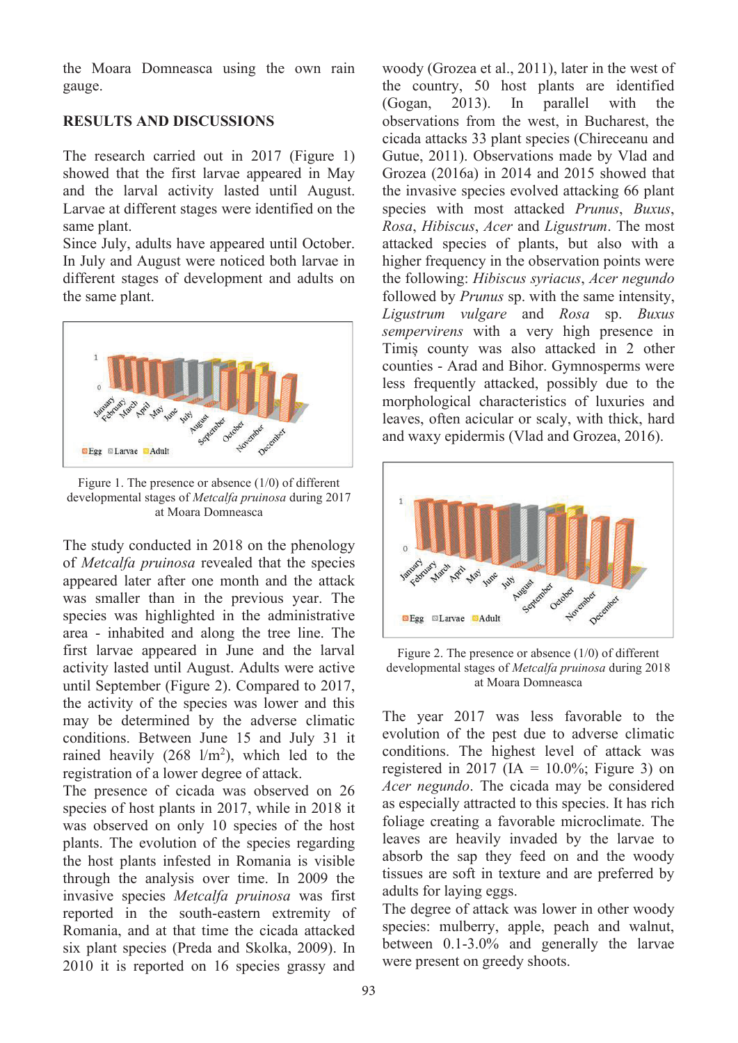the Moara Domneasca using the own rain gauge.

## RESULTS AND DISCUSSIONS

The research carried out in 2017 (Figure 1) showed that the first larvae appeared in May and the larval activity lasted until August. Larvae at different stages were identified on the same plant.

Since July, adults have appeared until October. In July and August were noticed both larvae in different stages of development and adults on the same plant.

Figure 1. The presence or absence (1/0) of different developmental stages of *Metcalfa pruinosa* during 2017 at Moara Domneasca

The study conducted in 2018 on the phenology of *Metcalfa pruinosa* revealed that the species appeared later after one month and the attack was smaller than in the previous year. The species was highlighted in the administrative area - inhabited and along the tree line. The first larvae appeared in June and the larval activity lasted until August. Adults were active until September (Figure 2). Compared to 2017, the activity of the species was lower and this may be determined by the adverse climatic conditions. Between June 15 and July 31 it rained heavily (268 $l/m^2$), which led to the registration of a lower degree of attack.

The presence of cicada was observed on 26 species of host plants in 2017, while in 2018 it was observed on only 10 species of the host plants. The evolution of the species regarding the host plants infested in Romania is visible through the analysis over time. In 2009 the invasive species *Metcalfa pruinosa* was first reported in the south-eastern extremity of Romania, and at that time the cicada attacked six plant species (Preda and Skolka, 2009). In 2010 it is reported on 16 species grassy and woody (Grozea et al., 2011), later in the west of the country, 50 host plants are identified (Gogan, 2013). In parallel with the observations from the west, in Bucharest, the cicada attacks 33 plant species (Chireceanu and Gutue, 2011). Observations made by Vlad and Grozea (2016a) in 2014 and 2015 showed that the invasive species evolved attacking 66 plant species with most attacked *Prunus*, *Buxus*, *Rosa*, *Hibiscus*, *Acer* and *Ligustrum*. The most attacked species of plants, but also with a higher frequency in the observation points were the following: *Hibiscus syriacus*, *Acer negundo* followed by *Prunus* sp. with the same intensity, *Ligustrum vulgare* and *Rosa* sp. *Buxus sempervirens* with a very high presence in Timiș county was also attacked in 2 other counties - Arad and Bihor. Gymnosperms were less frequently attacked, possibly due to the morphological characteristics of luxuries and leaves, often acicular or scaly, with thick, hard and waxy epidermis (Vlad and Grozea, 2016).

Figure 2. The presence or absence (1/0) of different developmental stages of *Metcalfa pruinosa* during 2018 at Moara Domneasca

The year 2017 was less favorable to the evolution of the pest due to adverse climatic conditions. The highest level of attack was registered in 2017 (IA = 10.0%; Figure 3) on *Acer negundo*. The cicada may be considered as especially attracted to this species. It has rich foliage creating a favorable microclimate. The leaves are heavily invaded by the larvae to absorb the sap they feed on and the woody tissues are soft in texture and are preferred by adults for laying eggs.

The degree of attack was lower in other woody species: mulberry, apple, peach and walnut, between 0.1-3.0% and generally the larvae were present on greedy shoots.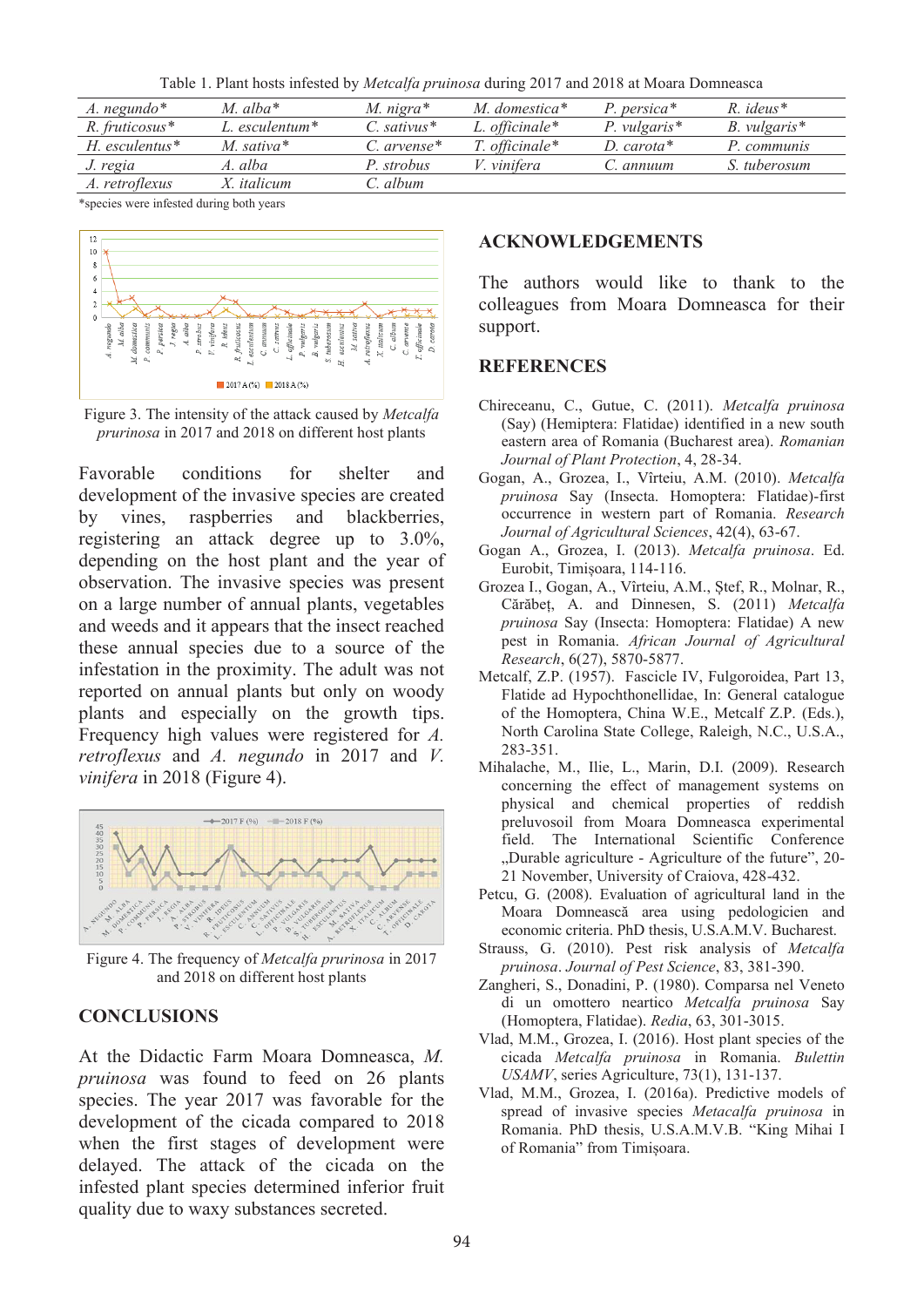Table 1. Plant hosts infested by *Metcalfa pruinosa* during 2017 and 2018 at Moara Domnească

| | | | | | |
|---|---|---|---|---|---|
| *A. negundo** | *M. alba** | *M. nigra** | *M. domestica** | *P. persica** | *R. ideus** |
| *R. fruticosus** | *L. esculentum** | *C. sativus** | *L. officinale** | *P. vulgaris** | *B. vulgaris** |
| *H. esculentus** | *M. sativa** | *C. arvense** | *T. officinale** | *D. carota** | *P. communis* |
| *J. regia* | *A. alba* | *P. strobus* | *V. vinifera* | *C. annuum* | *S. tuberosum* |
| *A. retroflexus* | *X. italicum* | *C. album* | | | |

*species were infested during both years

12
10
8
6
4
2
0
A. negundo
M. alba
M. domestica
P. communis
P. persica
J. regia
A. alba
P. strobus
V. vinifera
R. ideus
R. fruticosus
L. esculentum
C. annuum
C. sativus
L. officinale
P. vulgaris
B. vulgaris
S. tuberosum
H. esculentus
M. sativa
A. retroflexus
X. italicum
C. album
C. arvense
T. officinale
D. carota
2017 A (%)
2018 A (%)

Figure 3. The intensity of the attack caused by *Metcalfa prurinosa* in 2017 and 2018 on different host plants

Favorable conditions for shelter and development of the invasive species are created by vines, raspberries and blackberries, registering an attack degree up to 3.0%, depending on the host plant and the year of observation. The invasive species was present on a large number of annual plants, vegetables and weeds and it appears that the insect reached these annual species due to a source of the infestation in the proximity. The adult was not reported on annual plants but only on woody plants and especially on the growth tips. Frequency high values were registered for *A. retroflexus* and *A. negundo* in 2017 and *V. vinifera* in 2018 (Figure 4).

2017 F (%)
2018 F (%)
45
40
35
30
25
20
15
10
5
0
A. NEGUNDO
M. ALBA
M. DOMESTICA
P. COMMUNIS
P. PERSICA
J. REGIA
A. ALBA
P. STROBUS
V. VINIFERA
R. IDEUS
R. FRUTICOSUS
L. ESCULENTUM
C. ANNUUM
C. SATIVUS
L. OFFICINALE
P. VULGARIS
B. VULGARIS
S. TUBEROSUM
H. ESCULENTUS
M. SATIVA
A. RETROFLEXUS
X. ITALICUM
C. ALBUM
C. ARVENSE
T. OFFICINALE
D. CAROTA

Figure 4. The frequency of *Metcalfa prurinosa* in 2017 and 2018 on different host plants

## CONCLUSIONS

At the Didactic Farm Moara Domneasca, *M. pruinosa* was found to feed on 26 plants species. The year 2017 was favorable for the development of the cicada compared to 2018 when the first stages of development were delayed. The attack of the cicada on the infested plant species determined inferior fruit quality due to waxy substances secreted.

## ACKNOWLEDGEMENTS

The authors would like to thank to the colleagues from Moara Domneasca for their support.

## REFERENCES

Chireceanu, C., Gutue, C. (2011). *Metcalfa pruinosa* (Say) (Hemiptera: Flatidae) identified in a new south eastern area of Romania (Bucharest area). *Romanian Journal of Plant Protection*, 4, 28-34.

Gogan, A., Grozea, I., Vîrteiu, A.M. (2010). *Metcalfa pruinosa* Say (Insecta. Homoptera: Flatidae)-first occurrence in western part of Romania. *Research Journal of Agricultural Sciences*, 42(4), 63-67.

Gogan A., Grozea, I. (2013). *Metcalfa pruinosa*. Ed. Eurobit, Timișoara, 114-116.

Grozea I., Gogan, A., Vîrteiu, A.M., Ștef, R., Molnar, R., Cărăbeț, A. and Dinnesen, S. (2011) *Metcalfa pruinosa* Say (Insecta: Homoptera: Flatidae) A new pest in Romania. *African Journal of Agricultural Research*, 6(27), 5870-5877.

Metcalf, Z.P. (1957). Fascicle IV, Fulgoroidea, Part 13, Flatide ad Hypochthonellidae, In: General catalogue of the Homoptera, China W.E., Metcalf Z.P. (Eds.), North Carolina State College, Raleigh, N.C., U.S.A., 283-351.

Mihalache, M., Ilie, L., Marin, D.I. (2009). Research concerning the effect of management systems on physical and chemical properties of reddish preluvosoil from Moara Domneasca experimental field. The International Scientific Conference „Durable agriculture - Agriculture of the future", 20-21 November, University of Craiova, 428-432.

Petcu, G. (2008). Evaluation of agricultural land in the Moara Domnească area using pedologicien and economic criteria. PhD thesis, U.S.A.M.V. Bucharest.

Strauss, G. (2010). Pest risk analysis of *Metcalfa pruinosa*. *Journal of Pest Science*, 83, 381-390.

Zangheri, S., Donadini, P. (1980). Comparsa nel Veneto di un omottero neartico *Metcalfa pruinosa* Say (Homoptera, Flatidae). *Redia*, 63, 301-3015.

Vlad, M.M., Grozea, I. (2016). Host plant species of the cicada *Metcalfa pruinosa* in Romania. *Bulettin USAMV*, series Agriculture, 73(1), 131-137.

Vlad, M.M., Grozea, I. (2016a). Predictive models of spread of invasive species *Metacalfa pruinosa* in Romania. PhD thesis, U.S.A.M.V.B. "King Mihai I of Romania" from Timișoara.